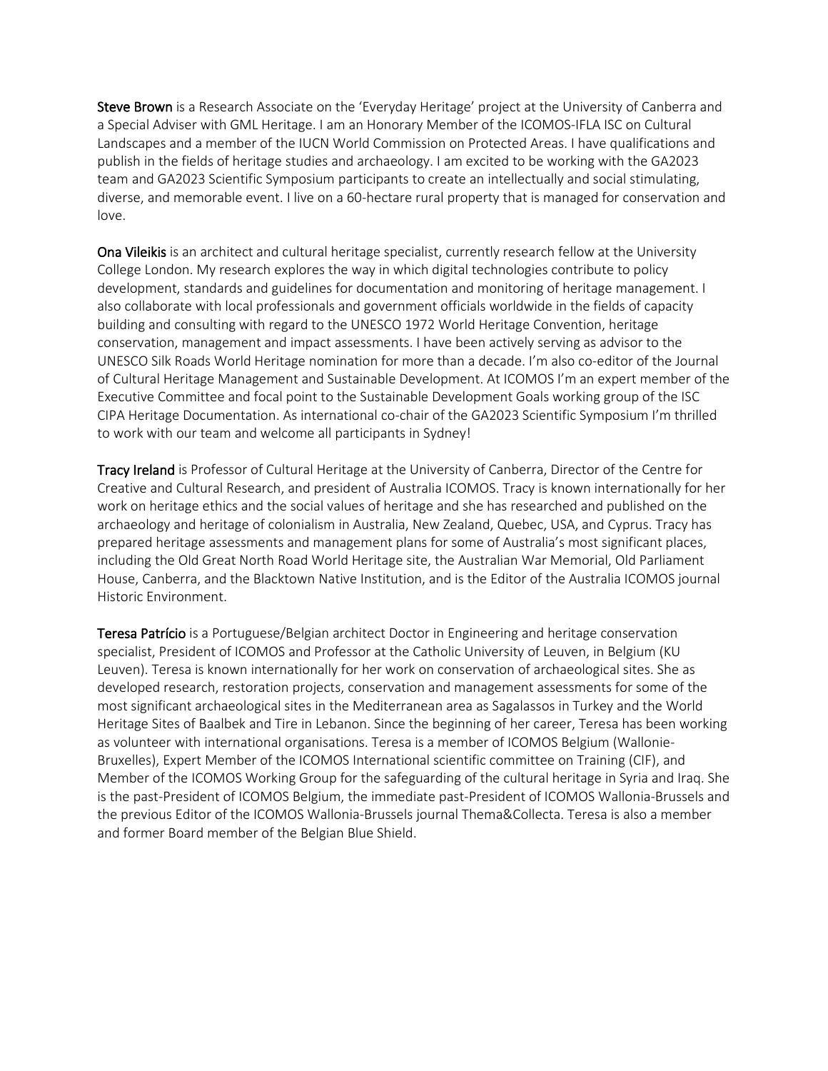**Steve Brown** is a Research Associate on the 'Everyday Heritage' project at the University of Canberra and a Special Adviser with GML Heritage. I am an Honorary Member of the ICOMOS-IFLA ISC on Cultural Landscapes and a member of the IUCN World Commission on Protected Areas. I have qualifications and publish in the fields of heritage studies and archaeology. I am excited to be working with the GA2023 team and GA2023 Scientific Symposium participants to create an intellectually and social stimulating, diverse, and memorable event. I live on a 60-hectare rural property that is managed for conservation and love.

**Ona Vileikis** is an architect and cultural heritage specialist, currently research fellow at the University College London. My research explores the way in which digital technologies contribute to policy development, standards and guidelines for documentation and monitoring of heritage management. I also collaborate with local professionals and government officials worldwide in the fields of capacity building and consulting with regard to the UNESCO 1972 World Heritage Convention, heritage conservation, management and impact assessments. I have been actively serving as advisor to the UNESCO Silk Roads World Heritage nomination for more than a decade. I'm also co-editor of the Journal of Cultural Heritage Management and Sustainable Development. At ICOMOS I'm an expert member of the Executive Committee and focal point to the Sustainable Development Goals working group of the ISC CIPA Heritage Documentation. As international co-chair of the GA2023 Scientific Symposium I'm thrilled to work with our team and welcome all participants in Sydney!

**Tracy Ireland** is Professor of Cultural Heritage at the University of Canberra, Director of the Centre for Creative and Cultural Research, and president of Australia ICOMOS. Tracy is known internationally for her work on heritage ethics and the social values of heritage and she has researched and published on the archaeology and heritage of colonialism in Australia, New Zealand, Quebec, USA, and Cyprus. Tracy has prepared heritage assessments and management plans for some of Australia's most significant places, including the Old Great North Road World Heritage site, the Australian War Memorial, Old Parliament House, Canberra, and the Blacktown Native Institution, and is the Editor of the Australia ICOMOS journal Historic Environment.

**Teresa Patrício** is a Portuguese/Belgian architect Doctor in Engineering and heritage conservation specialist, President of ICOMOS and Professor at the Catholic University of Leuven, in Belgium (KU Leuven). Teresa is known internationally for her work on conservation of archaeological sites. She as developed research, restoration projects, conservation and management assessments for some of the most significant archaeological sites in the Mediterranean area as Sagalassos in Turkey and the World Heritage Sites of Baalbek and Tire in Lebanon. Since the beginning of her career, Teresa has been working as volunteer with international organisations. Teresa is a member of ICOMOS Belgium (Wallonie-Bruxelles), Expert Member of the ICOMOS International scientific committee on Training (CIF), and Member of the ICOMOS Working Group for the safeguarding of the cultural heritage in Syria and Iraq. She is the past-President of ICOMOS Belgium, the immediate past-President of ICOMOS Wallonia-Brussels and the previous Editor of the ICOMOS Wallonia-Brussels journal Thema&Collecta. Teresa is also a member and former Board member of the Belgian Blue Shield.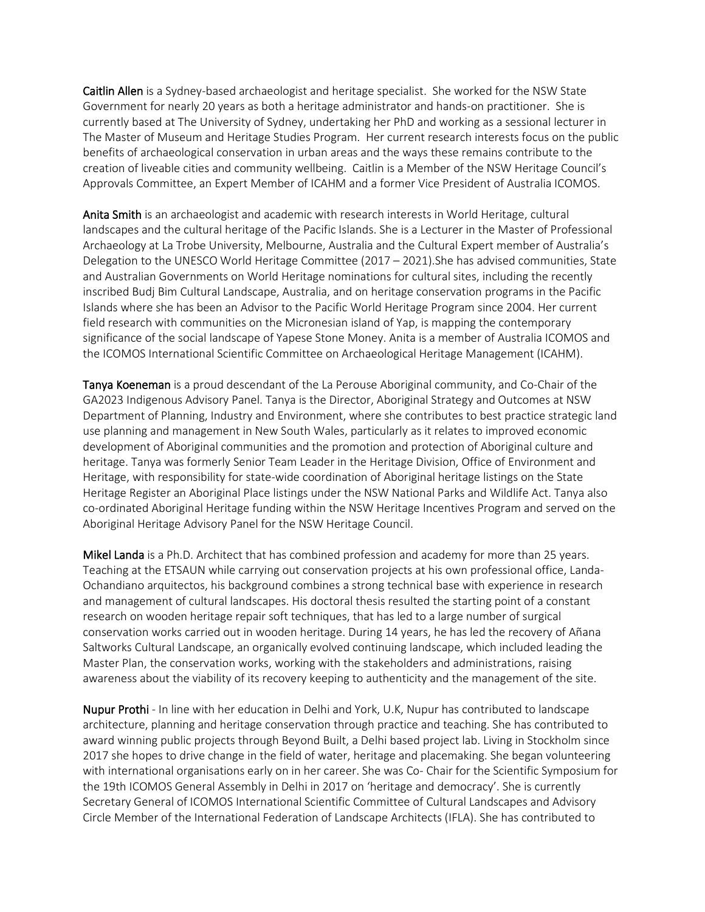**Caitlin Allen** is a Sydney-based archaeologist and heritage specialist. She worked for the NSW State Government for nearly 20 years as both a heritage administrator and hands-on practitioner. She is currently based at The University of Sydney, undertaking her PhD and working as a sessional lecturer in The Master of Museum and Heritage Studies Program. Her current research interests focus on the public benefits of archaeological conservation in urban areas and the ways these remains contribute to the creation of liveable cities and community wellbeing. Caitlin is a Member of the NSW Heritage Council's Approvals Committee, an Expert Member of ICAHM and a former Vice President of Australia ICOMOS.

**Anita Smith** is an archaeologist and academic with research interests in World Heritage, cultural landscapes and the cultural heritage of the Pacific Islands. She is a Lecturer in the Master of Professional Archaeology at La Trobe University, Melbourne, Australia and the Cultural Expert member of Australia's Delegation to the UNESCO World Heritage Committee (2017 – 2021).She has advised communities, State and Australian Governments on World Heritage nominations for cultural sites, including the recently inscribed Budj Bim Cultural Landscape, Australia, and on heritage conservation programs in the Pacific Islands where she has been an Advisor to the Pacific World Heritage Program since 2004. Her current field research with communities on the Micronesian island of Yap, is mapping the contemporary significance of the social landscape of Yapese Stone Money. Anita is a member of Australia ICOMOS and the ICOMOS International Scientific Committee on Archaeological Heritage Management (ICAHM).

**Tanya Koeneman** is a proud descendant of the La Perouse Aboriginal community, and Co-Chair of the GA2023 Indigenous Advisory Panel. Tanya is the Director, Aboriginal Strategy and Outcomes at NSW Department of Planning, Industry and Environment, where she contributes to best practice strategic land use planning and management in New South Wales, particularly as it relates to improved economic development of Aboriginal communities and the promotion and protection of Aboriginal culture and heritage. Tanya was formerly Senior Team Leader in the Heritage Division, Office of Environment and Heritage, with responsibility for state-wide coordination of Aboriginal heritage listings on the State Heritage Register an Aboriginal Place listings under the NSW National Parks and Wildlife Act. Tanya also co-ordinated Aboriginal Heritage funding within the NSW Heritage Incentives Program and served on the Aboriginal Heritage Advisory Panel for the NSW Heritage Council.

**Mikel Landa** is a Ph.D. Architect that has combined profession and academy for more than 25 years. Teaching at the ETSAUN while carrying out conservation projects at his own professional office, Landa-Ochandiano arquitectos, his background combines a strong technical base with experience in research and management of cultural landscapes. His doctoral thesis resulted the starting point of a constant research on wooden heritage repair soft techniques, that has led to a large number of surgical conservation works carried out in wooden heritage. During 14 years, he has led the recovery of Añana Saltworks Cultural Landscape, an organically evolved continuing landscape, which included leading the Master Plan, the conservation works, working with the stakeholders and administrations, raising awareness about the viability of its recovery keeping to authenticity and the management of the site.

**Nupur Prothi** - In line with her education in Delhi and York, U.K, Nupur has contributed to landscape architecture, planning and heritage conservation through practice and teaching. She has contributed to award winning public projects through Beyond Built, a Delhi based project lab. Living in Stockholm since 2017 she hopes to drive change in the field of water, heritage and placemaking. She began volunteering with international organisations early on in her career. She was Co- Chair for the Scientific Symposium for the 19th ICOMOS General Assembly in Delhi in 2017 on 'heritage and democracy'. She is currently Secretary General of ICOMOS International Scientific Committee of Cultural Landscapes and Advisory Circle Member of the International Federation of Landscape Architects (IFLA). She has contributed to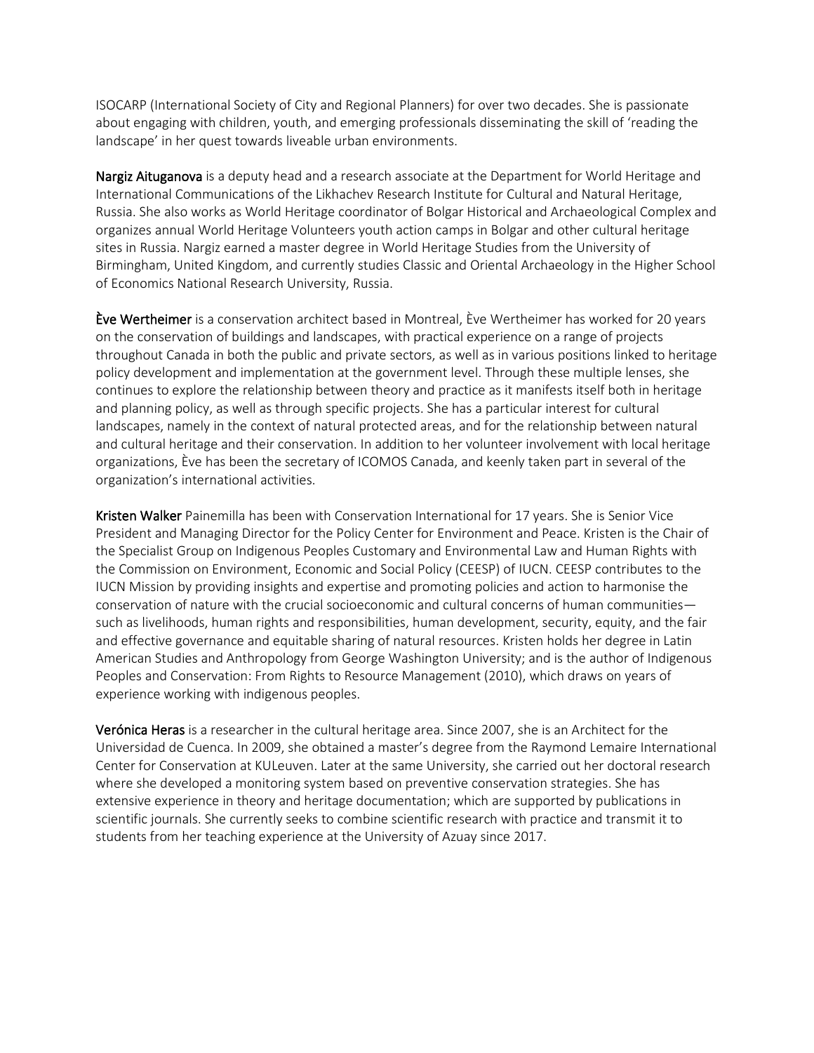ISOCARP (International Society of City and Regional Planners) for over two decades. She is passionate about engaging with children, youth, and emerging professionals disseminating the skill of 'reading the landscape' in her quest towards liveable urban environments.

**Nargiz Aituganova** is a deputy head and a research associate at the Department for World Heritage and International Communications of the Likhachev Research Institute for Cultural and Natural Heritage, Russia. She also works as World Heritage coordinator of Bolgar Historical and Archaeological Complex and organizes annual World Heritage Volunteers youth action camps in Bolgar and other cultural heritage sites in Russia. Nargiz earned a master degree in World Heritage Studies from the University of Birmingham, United Kingdom, and currently studies Classic and Oriental Archaeology in the Higher School of Economics National Research University, Russia.

**Ève Wertheimer** is a conservation architect based in Montreal, Ève Wertheimer has worked for 20 years on the conservation of buildings and landscapes, with practical experience on a range of projects throughout Canada in both the public and private sectors, as well as in various positions linked to heritage policy development and implementation at the government level. Through these multiple lenses, she continues to explore the relationship between theory and practice as it manifests itself both in heritage and planning policy, as well as through specific projects. She has a particular interest for cultural landscapes, namely in the context of natural protected areas, and for the relationship between natural and cultural heritage and their conservation. In addition to her volunteer involvement with local heritage organizations, Ève has been the secretary of ICOMOS Canada, and keenly taken part in several of the organization's international activities.

**Kristen Walker** Painemilla has been with Conservation International for 17 years. She is Senior Vice President and Managing Director for the Policy Center for Environment and Peace. Kristen is the Chair of the Specialist Group on Indigenous Peoples Customary and Environmental Law and Human Rights with the Commission on Environment, Economic and Social Policy (CEESP) of IUCN. CEESP contributes to the IUCN Mission by providing insights and expertise and promoting policies and action to harmonise the conservation of nature with the crucial socioeconomic and cultural concerns of human communities—such as livelihoods, human rights and responsibilities, human development, security, equity, and the fair and effective governance and equitable sharing of natural resources. Kristen holds her degree in Latin American Studies and Anthropology from George Washington University; and is the author of Indigenous Peoples and Conservation: From Rights to Resource Management (2010), which draws on years of experience working with indigenous peoples.

**Verónica Heras** is a researcher in the cultural heritage area. Since 2007, she is an Architect for the Universidad de Cuenca. In 2009, she obtained a master's degree from the Raymond Lemaire International Center for Conservation at KULeuven. Later at the same University, she carried out her doctoral research where she developed a monitoring system based on preventive conservation strategies. She has extensive experience in theory and heritage documentation; which are supported by publications in scientific journals. She currently seeks to combine scientific research with practice and transmit it to students from her teaching experience at the University of Azuay since 2017.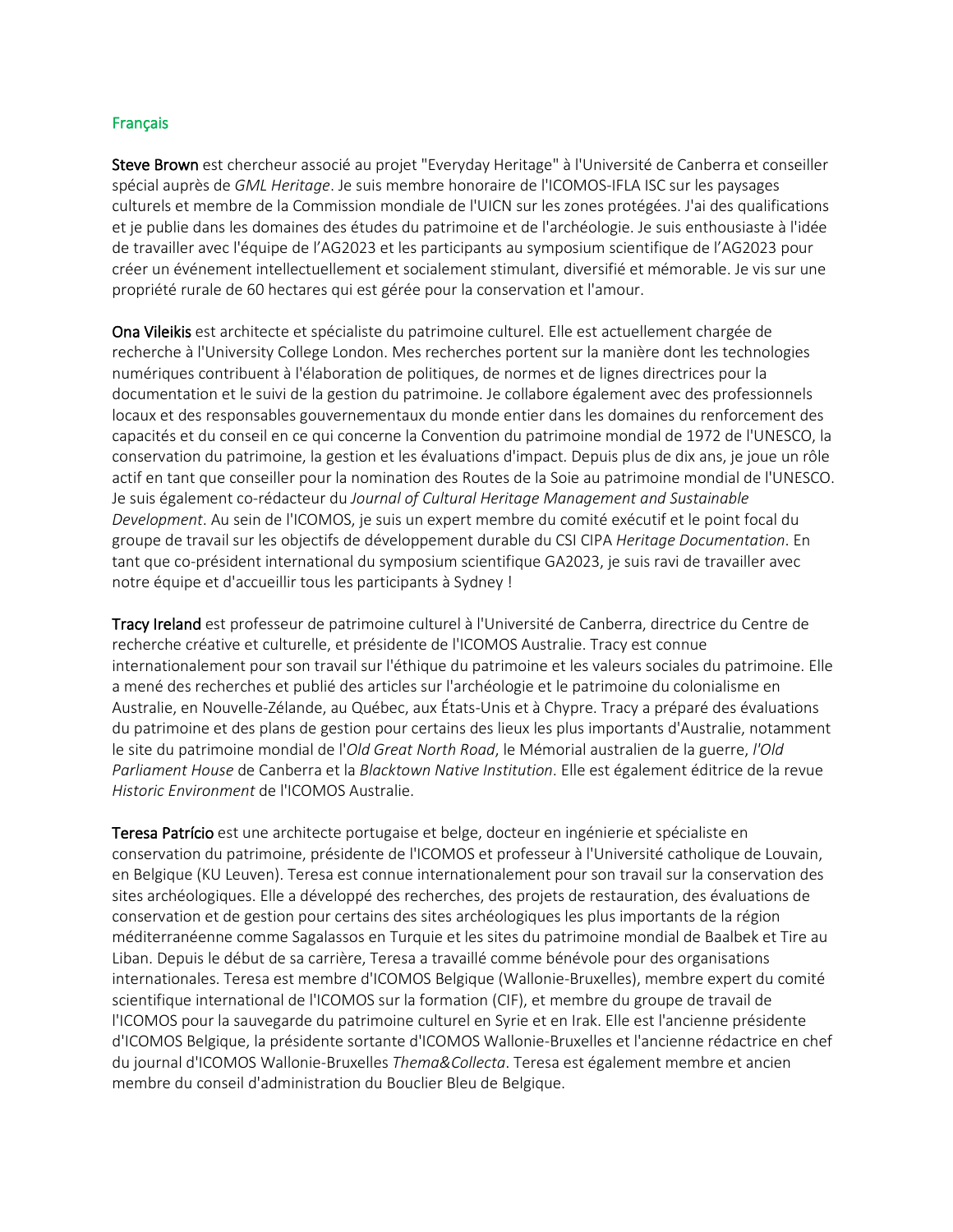Français

**Steve Brown** est chercheur associé au projet "Everyday Heritage" à l'Université de Canberra et conseiller spécial auprès de *GML Heritage*. Je suis membre honoraire de l'ICOMOS-IFLA ISC sur les paysages culturels et membre de la Commission mondiale de l'UICN sur les zones protégées. J'ai des qualifications et je publie dans les domaines des études du patrimoine et de l'archéologie. Je suis enthousiaste à l'idée de travailler avec l'équipe de l'AG2023 et les participants au symposium scientifique de l'AG2023 pour créer un événement intellectuellement et socialement stimulant, diversifié et mémorable. Je vis sur une propriété rurale de 60 hectares qui est gérée pour la conservation et l'amour.

**Ona Vileikis** est architecte et spécialiste du patrimoine culturel. Elle est actuellement chargée de recherche à l'University College London. Mes recherches portent sur la manière dont les technologies numériques contribuent à l'élaboration de politiques, de normes et de lignes directrices pour la documentation et le suivi de la gestion du patrimoine. Je collabore également avec des professionnels locaux et des responsables gouvernementaux du monde entier dans les domaines du renforcement des capacités et du conseil en ce qui concerne la Convention du patrimoine mondial de 1972 de l'UNESCO, la conservation du patrimoine, la gestion et les évaluations d'impact. Depuis plus de dix ans, je joue un rôle actif en tant que conseiller pour la nomination des Routes de la Soie au patrimoine mondial de l'UNESCO. Je suis également co-rédacteur du *Journal of Cultural Heritage Management and Sustainable Development*. Au sein de l'ICOMOS, je suis un expert membre du comité exécutif et le point focal du groupe de travail sur les objectifs de développement durable du CSI CIPA *Heritage Documentation*. En tant que co-président international du symposium scientifique GA2023, je suis ravi de travailler avec notre équipe et d'accueillir tous les participants à Sydney !

**Tracy Ireland** est professeur de patrimoine culturel à l'Université de Canberra, directrice du Centre de recherche créative et culturelle, et présidente de l'ICOMOS Australie. Tracy est connue internationalement pour son travail sur l'éthique du patrimoine et les valeurs sociales du patrimoine. Elle a mené des recherches et publié des articles sur l'archéologie et le patrimoine du colonialisme en Australie, en Nouvelle-Zélande, au Québec, aux États-Unis et à Chypre. Tracy a préparé des évaluations du patrimoine et des plans de gestion pour certains des lieux les plus importants d'Australie, notamment le site du patrimoine mondial de l'*Old Great North Road*, le Mémorial australien de la guerre, *l'Old Parliament House* de Canberra et la *Blacktown Native Institution*. Elle est également éditrice de la revue *Historic Environment* de l'ICOMOS Australie.

**Teresa Patrício** est une architecte portugaise et belge, docteur en ingénierie et spécialiste en conservation du patrimoine, présidente de l'ICOMOS et professeur à l'Université catholique de Louvain, en Belgique (KU Leuven). Teresa est connue internationalement pour son travail sur la conservation des sites archéologiques. Elle a développé des recherches, des projets de restauration, des évaluations de conservation et de gestion pour certains des sites archéologiques les plus importants de la région méditerranéenne comme Sagalassos en Turquie et les sites du patrimoine mondial de Baalbek et Tire au Liban. Depuis le début de sa carrière, Teresa a travaillé comme bénévole pour des organisations internationales. Teresa est membre d'ICOMOS Belgique (Wallonie-Bruxelles), membre expert du comité scientifique international de l'ICOMOS sur la formation (CIF), et membre du groupe de travail de l'ICOMOS pour la sauvegarde du patrimoine culturel en Syrie et en Irak. Elle est l'ancienne présidente d'ICOMOS Belgique, la présidente sortante d'ICOMOS Wallonie-Bruxelles et l'ancienne rédactrice en chef du journal d'ICOMOS Wallonie-Bruxelles *Thema&Collecta*. Teresa est également membre et ancien membre du conseil d'administration du Bouclier Bleu de Belgique.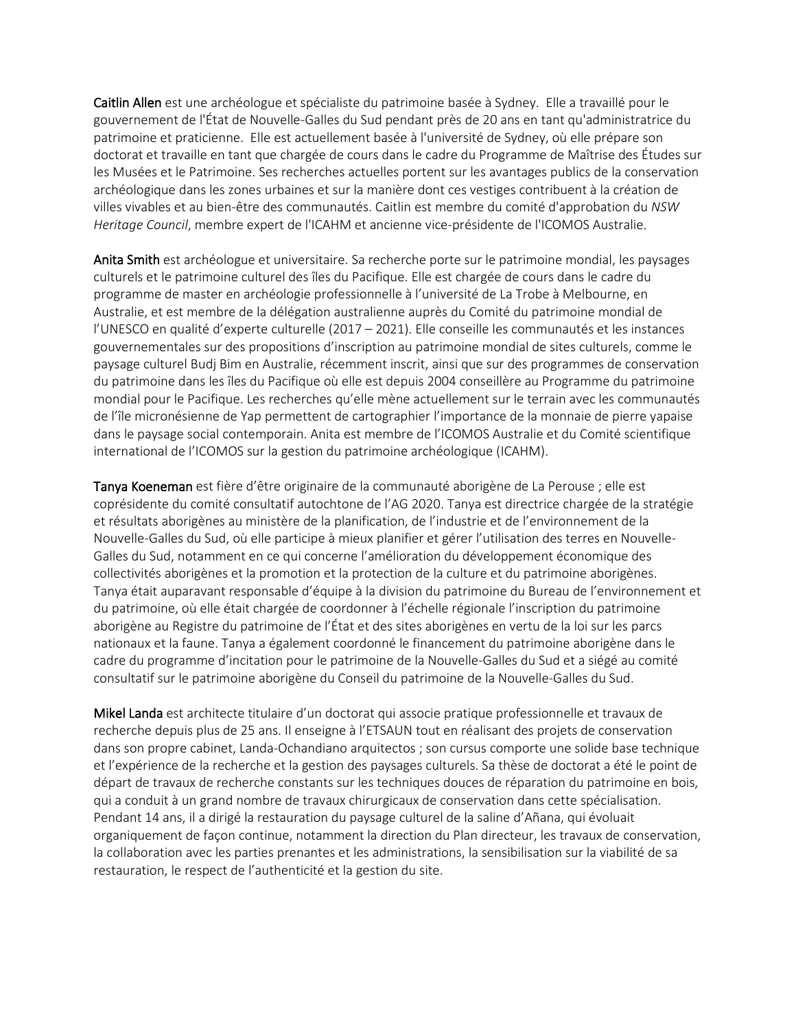**Caitlin Allen** est une archéologue et spécialiste du patrimoine basée à Sydney. Elle a travaillé pour le gouvernement de l'État de Nouvelle-Galles du Sud pendant près de 20 ans en tant qu'administratrice du patrimoine et praticienne. Elle est actuellement basée à l'université de Sydney, où elle prépare son doctorat et travaille en tant que chargée de cours dans le cadre du Programme de Maîtrise des Études sur les Musées et le Patrimoine. Ses recherches actuelles portent sur les avantages publics de la conservation archéologique dans les zones urbaines et sur la manière dont ces vestiges contribuent à la création de villes vivables et au bien-être des communautés. Caitlin est membre du comité d'approbation du *NSW Heritage Council*, membre expert de l'ICAHM et ancienne vice-présidente de l'ICOMOS Australie.

**Anita Smith** est archéologue et universitaire. Sa recherche porte sur le patrimoine mondial, les paysages culturels et le patrimoine culturel des îles du Pacifique. Elle est chargée de cours dans le cadre du programme de master en archéologie professionnelle à l'université de La Trobe à Melbourne, en Australie, et est membre de la délégation australienne auprès du Comité du patrimoine mondial de l'UNESCO en qualité d'experte culturelle (2017 – 2021). Elle conseille les communautés et les instances gouvernementales sur des propositions d'inscription au patrimoine mondial de sites culturels, comme le paysage culturel Budj Bim en Australie, récemment inscrit, ainsi que sur des programmes de conservation du patrimoine dans les îles du Pacifique où elle est depuis 2004 conseillère au Programme du patrimoine mondial pour le Pacifique. Les recherches qu'elle mène actuellement sur le terrain avec les communautés de l'île micronésienne de Yap permettent de cartographier l'importance de la monnaie de pierre yapaise dans le paysage social contemporain. Anita est membre de l'ICOMOS Australie et du Comité scientifique international de l'ICOMOS sur la gestion du patrimoine archéologique (ICAHM).

**Tanya Koeneman** est fière d'être originaire de la communauté aborigène de La Perouse ; elle est coprésidente du comité consultatif autochtone de l'AG 2020. Tanya est directrice chargée de la stratégie et résultats aborigènes au ministère de la planification, de l'industrie et de l'environnement de la Nouvelle-Galles du Sud, où elle participe à mieux planifier et gérer l'utilisation des terres en Nouvelle-Galles du Sud, notamment en ce qui concerne l'amélioration du développement économique des collectivités aborigènes et la promotion et la protection de la culture et du patrimoine aborigènes. Tanya était auparavant responsable d'équipe à la division du patrimoine du Bureau de l'environnement et du patrimoine, où elle était chargée de coordonner à l'échelle régionale l'inscription du patrimoine aborigène au Registre du patrimoine de l'État et des sites aborigènes en vertu de la loi sur les parcs nationaux et la faune. Tanya a également coordonné le financement du patrimoine aborigène dans le cadre du programme d'incitation pour le patrimoine de la Nouvelle-Galles du Sud et a siégé au comité consultatif sur le patrimoine aborigène du Conseil du patrimoine de la Nouvelle-Galles du Sud.

**Mikel Landa** est architecte titulaire d'un doctorat qui associe pratique professionnelle et travaux de recherche depuis plus de 25 ans. Il enseigne à l'ETSAUN tout en réalisant des projets de conservation dans son propre cabinet, Landa-Ochandiano arquitectos ; son cursus comporte une solide base technique et l'expérience de la recherche et la gestion des paysages culturels. Sa thèse de doctorat a été le point de départ de travaux de recherche constants sur les techniques douces de réparation du patrimoine en bois, qui a conduit à un grand nombre de travaux chirurgicaux de conservation dans cette spécialisation. Pendant 14 ans, il a dirigé la restauration du paysage culturel de la saline d'Añana, qui évoluait organiquement de façon continue, notamment la direction du Plan directeur, les travaux de conservation, la collaboration avec les parties prenantes et les administrations, la sensibilisation sur la viabilité de sa restauration, le respect de l'authenticité et la gestion du site.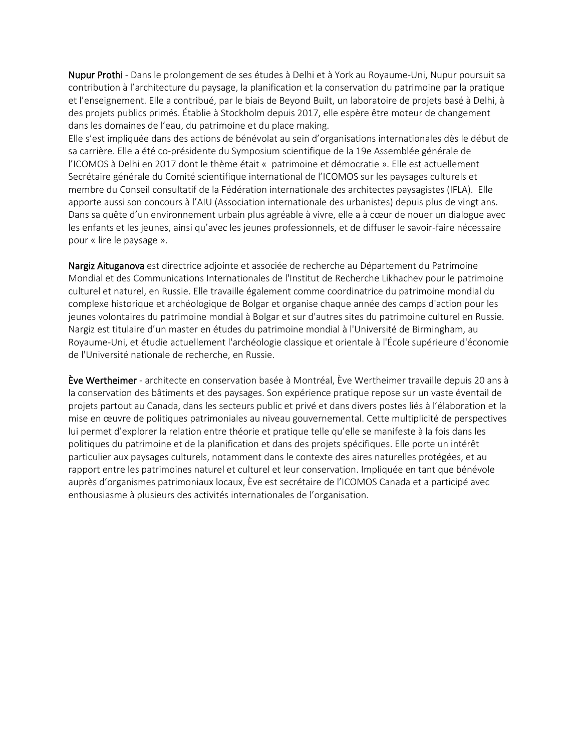Nupur Prothi - Dans le prolongement de ses études à Delhi et à York au Royaume-Uni, Nupur poursuit sa contribution à l'architecture du paysage, la planification et la conservation du patrimoine par la pratique et l'enseignement. Elle a contribué, par le biais de Beyond Built, un laboratoire de projets basé à Delhi, à des projets publics primés. Établie à Stockholm depuis 2017, elle espère être moteur de changement dans les domaines de l'eau, du patrimoine et du place making.
Elle s'est impliquée dans des actions de bénévolat au sein d'organisations internationales dès le début de sa carrière. Elle a été co-présidente du Symposium scientifique de la 19e Assemblée générale de l'ICOMOS à Delhi en 2017 dont le thème était «  patrimoine et démocratie ». Elle est actuellement Secrétaire générale du Comité scientifique international de l'ICOMOS sur les paysages culturels et membre du Conseil consultatif de la Fédération internationale des architectes paysagistes (IFLA). Elle apporte aussi son concours à l'AIU (Association internationale des urbanistes) depuis plus de vingt ans. Dans sa quête d'un environnement urbain plus agréable à vivre, elle a à cœur de nouer un dialogue avec les enfants et les jeunes, ainsi qu'avec les jeunes professionnels, et de diffuser le savoir-faire nécessaire pour « lire le paysage ».

Nargiz Aituganova est directrice adjointe et associée de recherche au Département du Patrimoine Mondial et des Communications Internationales de l'Institut de Recherche Likhachev pour le patrimoine culturel et naturel, en Russie. Elle travaille également comme coordinatrice du patrimoine mondial du complexe historique et archéologique de Bolgar et organise chaque année des camps d'action pour les jeunes volontaires du patrimoine mondial à Bolgar et sur d'autres sites du patrimoine culturel en Russie. Nargiz est titulaire d'un master en études du patrimoine mondial à l'Université de Birmingham, au Royaume-Uni, et étudie actuellement l'archéologie classique et orientale à l'École supérieure d'économie de l'Université nationale de recherche, en Russie.

Ève Wertheimer - architecte en conservation basée à Montréal, Ève Wertheimer travaille depuis 20 ans à la conservation des bâtiments et des paysages. Son expérience pratique repose sur un vaste éventail de projets partout au Canada, dans les secteurs public et privé et dans divers postes liés à l'élaboration et la mise en œuvre de politiques patrimoniales au niveau gouvernemental. Cette multiplicité de perspectives lui permet d'explorer la relation entre théorie et pratique telle qu'elle se manifeste à la fois dans les politiques du patrimoine et de la planification et dans des projets spécifiques. Elle porte un intérêt particulier aux paysages culturels, notamment dans le contexte des aires naturelles protégées, et au rapport entre les patrimoines naturel et culturel et leur conservation. Impliquée en tant que bénévole auprès d'organismes patrimoniaux locaux, Ève est secrétaire de l'ICOMOS Canada et a participé avec enthousiasme à plusieurs des activités internationales de l'organisation.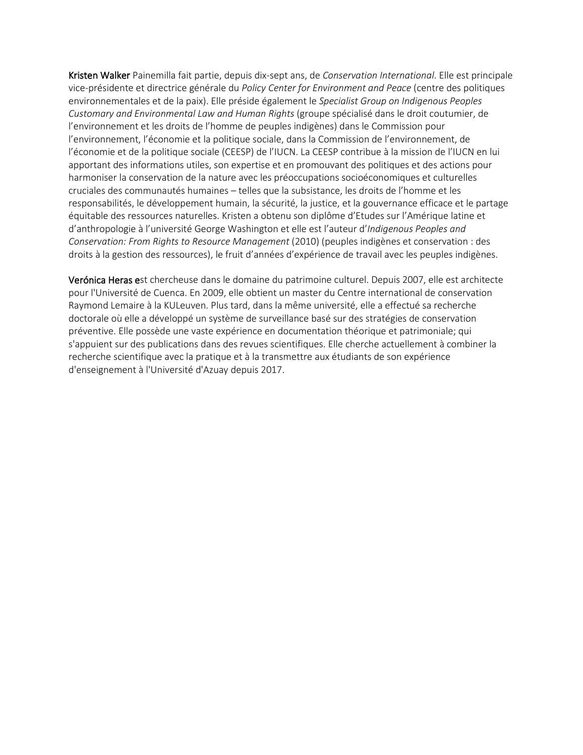Kristen Walker Painemilla fait partie, depuis dix-sept ans, de *Conservation International*. Elle est principale vice-présidente et directrice générale du *Policy Center for Environment and Peace* (centre des politiques environnementales et de la paix). Elle préside également le *Specialist Group on Indigenous Peoples Customary and Environmental Law and Human Rights* (groupe spécialisé dans le droit coutumier, de l'environnement et les droits de l'homme de peuples indigènes) dans le Commission pour l'environnement, l'économie et la politique sociale, dans la Commission de l'environnement, de l'économie et de la politique sociale (CEESP) de l'IUCN. La CEESP contribue à la mission de l'IUCN en lui apportant des informations utiles, son expertise et en promouvant des politiques et des actions pour harmoniser la conservation de la nature avec les préoccupations socioéconomiques et culturelles cruciales des communautés humaines – telles que la subsistance, les droits de l'homme et les responsabilités, le développement humain, la sécurité, la justice, et la gouvernance efficace et le partage équitable des ressources naturelles. Kristen a obtenu son diplôme d'Etudes sur l'Amérique latine et d'anthropologie à l'université George Washington et elle est l'auteur d'*Indigenous Peoples and Conservation: From Rights to Resource Management* (2010) (peuples indigènes et conservation : des droits à la gestion des ressources), le fruit d'années d'expérience de travail avec les peuples indigènes.

Verónica Heras est chercheuse dans le domaine du patrimoine culturel. Depuis 2007, elle est architecte pour l'Université de Cuenca. En 2009, elle obtient un master du Centre international de conservation Raymond Lemaire à la KULeuven. Plus tard, dans la même université, elle a effectué sa recherche doctorale où elle a développé un système de surveillance basé sur des stratégies de conservation préventive. Elle possède une vaste expérience en documentation théorique et patrimoniale; qui s'appuient sur des publications dans des revues scientifiques. Elle cherche actuellement à combiner la recherche scientifique avec la pratique et à la transmettre aux étudiants de son expérience d'enseignement à l'Université d'Azuay depuis 2017.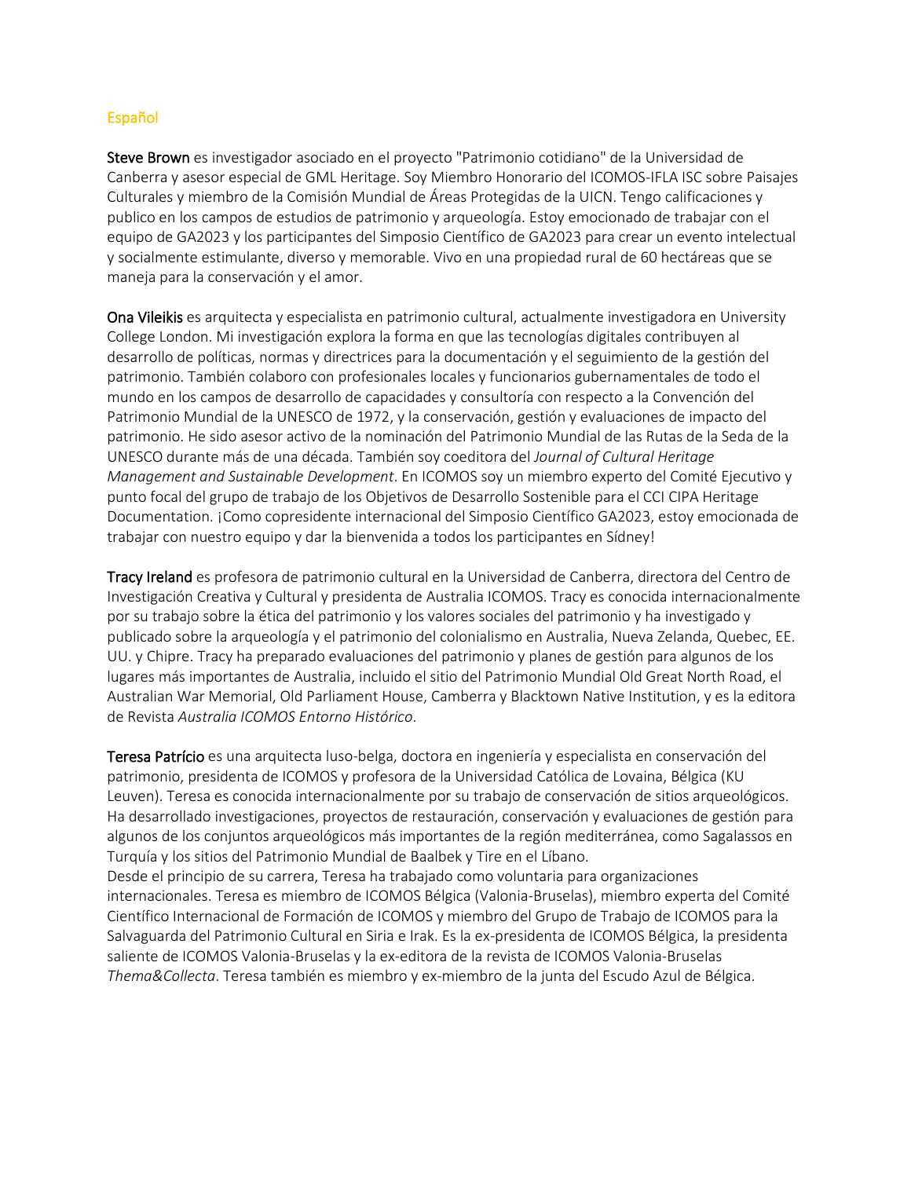## Español

**Steve Brown** es investigador asociado en el proyecto "Patrimonio cotidiano" de la Universidad de Canberra y asesor especial de GML Heritage. Soy Miembro Honorario del ICOMOS-IFLA ISC sobre Paisajes Culturales y miembro de la Comisión Mundial de Áreas Protegidas de la UICN. Tengo calificaciones y publico en los campos de estudios de patrimonio y arqueología. Estoy emocionado de trabajar con el equipo de GA2023 y los participantes del Simposio Científico de GA2023 para crear un evento intelectual y socialmente estimulante, diverso y memorable. Vivo en una propiedad rural de 60 hectáreas que se maneja para la conservación y el amor.

**Ona Vileikis** es arquitecta y especialista en patrimonio cultural, actualmente investigadora en University College London. Mi investigación explora la forma en que las tecnologías digitales contribuyen al desarrollo de políticas, normas y directrices para la documentación y el seguimiento de la gestión del patrimonio. También colaboro con profesionales locales y funcionarios gubernamentales de todo el mundo en los campos de desarrollo de capacidades y consultoría con respecto a la Convención del Patrimonio Mundial de la UNESCO de 1972, y la conservación, gestión y evaluaciones de impacto del patrimonio. He sido asesor activo de la nominación del Patrimonio Mundial de las Rutas de la Seda de la UNESCO durante más de una década. También soy coeditora del *Journal of Cultural Heritage Management and Sustainable Development*. En ICOMOS soy un miembro experto del Comité Ejecutivo y punto focal del grupo de trabajo de los Objetivos de Desarrollo Sostenible para el CCI CIPA Heritage Documentation. ¡Como copresidente internacional del Simposio Científico GA2023, estoy emocionada de trabajar con nuestro equipo y dar la bienvenida a todos los participantes en Sídney!

**Tracy Ireland** es profesora de patrimonio cultural en la Universidad de Canberra, directora del Centro de Investigación Creativa y Cultural y presidenta de Australia ICOMOS. Tracy es conocida internacionalmente por su trabajo sobre la ética del patrimonio y los valores sociales del patrimonio y ha investigado y publicado sobre la arqueología y el patrimonio del colonialismo en Australia, Nueva Zelanda, Quebec, EE. UU. y Chipre. Tracy ha preparado evaluaciones del patrimonio y planes de gestión para algunos de los lugares más importantes de Australia, incluido el sitio del Patrimonio Mundial Old Great North Road, el Australian War Memorial, Old Parliament House, Camberra y Blacktown Native Institution, y es la editora de Revista *Australia ICOMOS Entorno Histórico*.

**Teresa Patrício** es una arquitecta luso-belga, doctora en ingeniería y especialista en conservación del patrimonio, presidenta de ICOMOS y profesora de la Universidad Católica de Lovaina, Bélgica (KU Leuven). Teresa es conocida internacionalmente por su trabajo de conservación de sitios arqueológicos. Ha desarrollado investigaciones, proyectos de restauración, conservación y evaluaciones de gestión para algunos de los conjuntos arqueológicos más importantes de la región mediterránea, como Sagalassos en Turquía y los sitios del Patrimonio Mundial de Baalbek y Tire en el Líbano.
Desde el principio de su carrera, Teresa ha trabajado como voluntaria para organizaciones internacionales. Teresa es miembro de ICOMOS Bélgica (Valonia-Bruselas), miembro experta del Comité Científico Internacional de Formación de ICOMOS y miembro del Grupo de Trabajo de ICOMOS para la Salvaguarda del Patrimonio Cultural en Siria e Irak. Es la ex-presidenta de ICOMOS Bélgica, la presidenta saliente de ICOMOS Valonia-Bruselas y la ex-editora de la revista de ICOMOS Valonia-Bruselas *Thema&Collecta*. Teresa también es miembro y ex-miembro de la junta del Escudo Azul de Bélgica.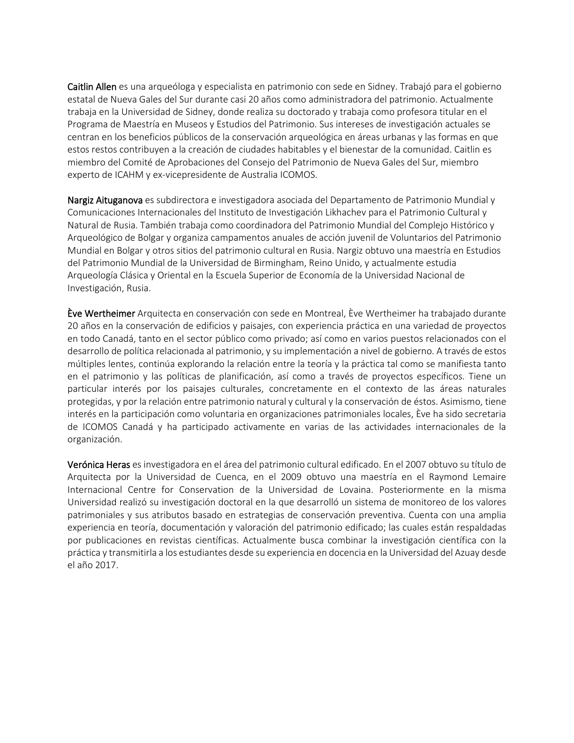**Caitlin Allen** es una arqueóloga y especialista en patrimonio con sede en Sidney. Trabajó para el gobierno estatal de Nueva Gales del Sur durante casi 20 años como administradora del patrimonio. Actualmente trabaja en la Universidad de Sidney, donde realiza su doctorado y trabaja como profesora titular en el Programa de Maestría en Museos y Estudios del Patrimonio. Sus intereses de investigación actuales se centran en los beneficios públicos de la conservación arqueológica en áreas urbanas y las formas en que estos restos contribuyen a la creación de ciudades habitables y el bienestar de la comunidad. Caitlin es miembro del Comité de Aprobaciones del Consejo del Patrimonio de Nueva Gales del Sur, miembro experto de ICAHM y ex-vicepresidente de Australia ICOMOS.

**Nargiz Aituganova** es subdirectora e investigadora asociada del Departamento de Patrimonio Mundial y Comunicaciones Internacionales del Instituto de Investigación Likhachev para el Patrimonio Cultural y Natural de Rusia. También trabaja como coordinadora del Patrimonio Mundial del Complejo Histórico y Arqueológico de Bolgar y organiza campamentos anuales de acción juvenil de Voluntarios del Patrimonio Mundial en Bolgar y otros sitios del patrimonio cultural en Rusia. Nargiz obtuvo una maestría en Estudios del Patrimonio Mundial de la Universidad de Birmingham, Reino Unido, y actualmente estudia Arqueología Clásica y Oriental en la Escuela Superior de Economía de la Universidad Nacional de Investigación, Rusia.

**Ève Wertheimer** Arquitecta en conservación con sede en Montreal, Ève Wertheimer ha trabajado durante 20 años en la conservación de edificios y paisajes, con experiencia práctica en una variedad de proyectos en todo Canadá, tanto en el sector público como privado; así como en varios puestos relacionados con el desarrollo de política relacionada al patrimonio, y su implementación a nivel de gobierno. A través de estos múltiples lentes, continúa explorando la relación entre la teoría y la práctica tal como se manifiesta tanto en el patrimonio y las políticas de planificación, así como a través de proyectos específicos. Tiene un particular interés por los paisajes culturales, concretamente en el contexto de las áreas naturales protegidas, y por la relación entre patrimonio natural y cultural y la conservación de éstos. Asimismo, tiene interés en la participación como voluntaria en organizaciones patrimoniales locales, Ève ha sido secretaria de ICOMOS Canadá y ha participado activamente en varias de las actividades internacionales de la organización.

**Verónica Heras** es investigadora en el área del patrimonio cultural edificado. En el 2007 obtuvo su título de Arquitecta por la Universidad de Cuenca, en el 2009 obtuvo una maestría en el Raymond Lemaire Internacional Centre for Conservation de la Universidad de Lovaina. Posteriormente en la misma Universidad realizó su investigación doctoral en la que desarrolló un sistema de monitoreo de los valores patrimoniales y sus atributos basado en estrategias de conservación preventiva. Cuenta con una amplia experiencia en teoría, documentación y valoración del patrimonio edificado; las cuales están respaldadas por publicaciones en revistas científicas. Actualmente busca combinar la investigación científica con la práctica y transmitirla a los estudiantes desde su experiencia en docencia en la Universidad del Azuay desde el año 2017.